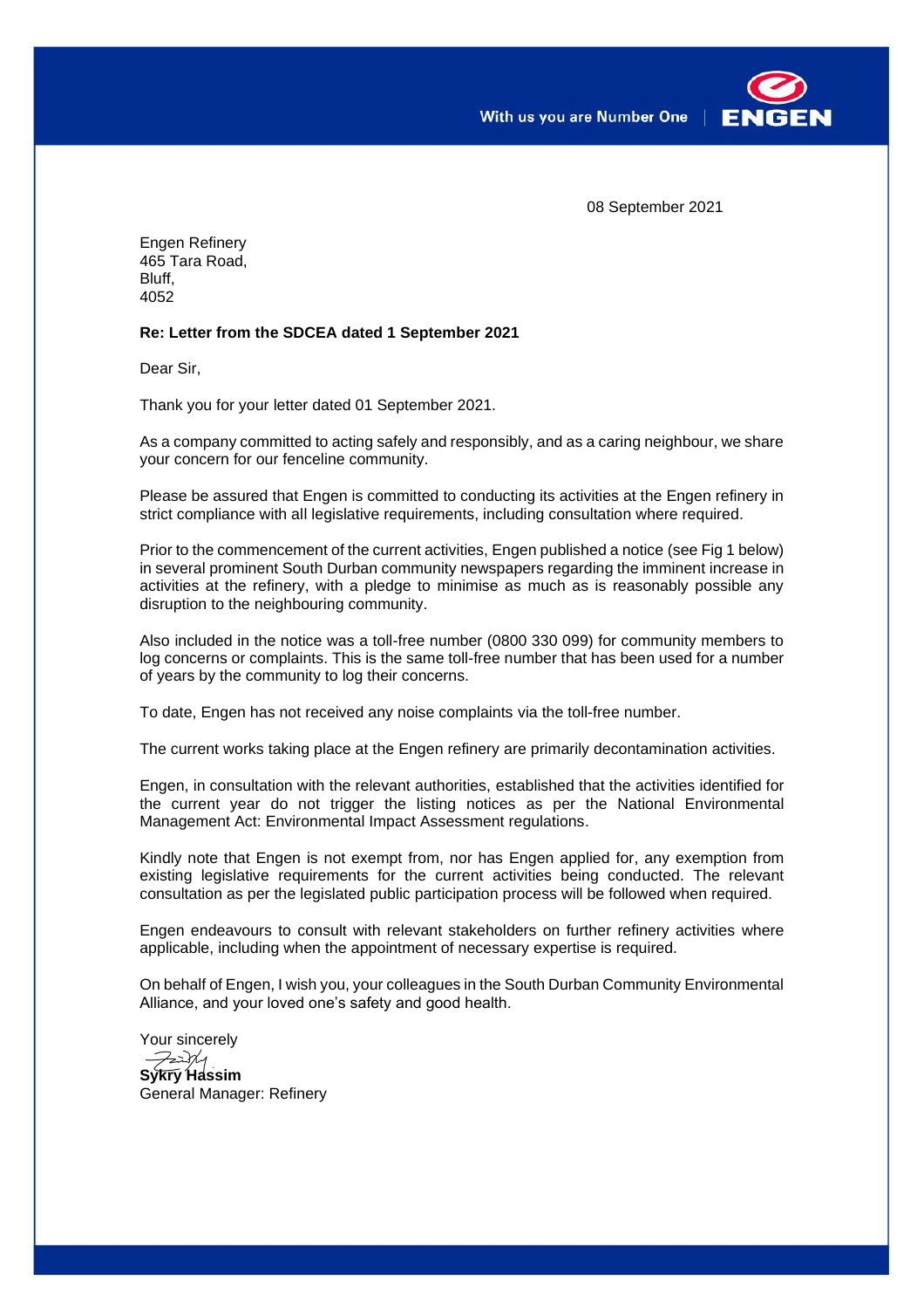With us you are Number One | ENGEN

08 September 2021

Engen Refinery
465 Tara Road,
Bluff,
4052

**Re: Letter from the SDCEA dated 1 September 2021**

Dear Sir,

Thank you for your letter dated 01 September 2021.

As a company committed to acting safely and responsibly, and as a caring neighbour, we share your concern for our fenceline community.

Please be assured that Engen is committed to conducting its activities at the Engen refinery in strict compliance with all legislative requirements, including consultation where required.

Prior to the commencement of the current activities, Engen published a notice (see Fig 1 below) in several prominent South Durban community newspapers regarding the imminent increase in activities at the refinery, with a pledge to minimise as much as is reasonably possible any disruption to the neighbouring community.

Also included in the notice was a toll-free number (0800 330 099) for community members to log concerns or complaints. This is the same toll-free number that has been used for a number of years by the community to log their concerns.

To date, Engen has not received any noise complaints via the toll-free number.

The current works taking place at the Engen refinery are primarily decontamination activities.

Engen, in consultation with the relevant authorities, established that the activities identified for the current year do not trigger the listing notices as per the National Environmental Management Act: Environmental Impact Assessment regulations.

Kindly note that Engen is not exempt from, nor has Engen applied for, any exemption from existing legislative requirements for the current activities being conducted. The relevant consultation as per the legislated public participation process will be followed when required.

Engen endeavours to consult with relevant stakeholders on further refinery activities where applicable, including when the appointment of necessary expertise is required.

On behalf of Engen, I wish you, your colleagues in the South Durban Community Environmental Alliance, and your loved one's safety and good health.

Your sincerely

**Sykry Hassim**
General Manager: Refinery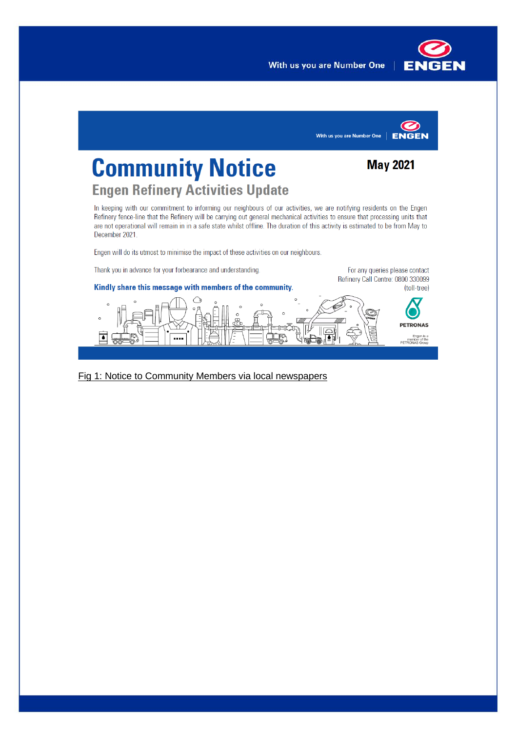# Community Notice

**May 2021**

## Engen Refinery Activities Update

In keeping with our commitment to informing our neighbours of our activities, we are notifying residents on the Engen Refinery fence-line that the Refinery will be carrying out general mechanical activities to ensure that processing units that are not operational will remain in in a safe state whilst offline. The duration of this activity is estimated to be from May to December 2021.

Engen will do its utmost to minimise the impact of these activities on our neighbours.

Thank you in advance for your forbearance and understanding.

For any queries please contact Refinery Call Centre: 0800 330099 (toll-tree)

**Kindly share this message with members of the community.**

PETRONAS

Engen is a member of the PETRONAS Group

Fig 1: Notice to Community Members via local newspapers